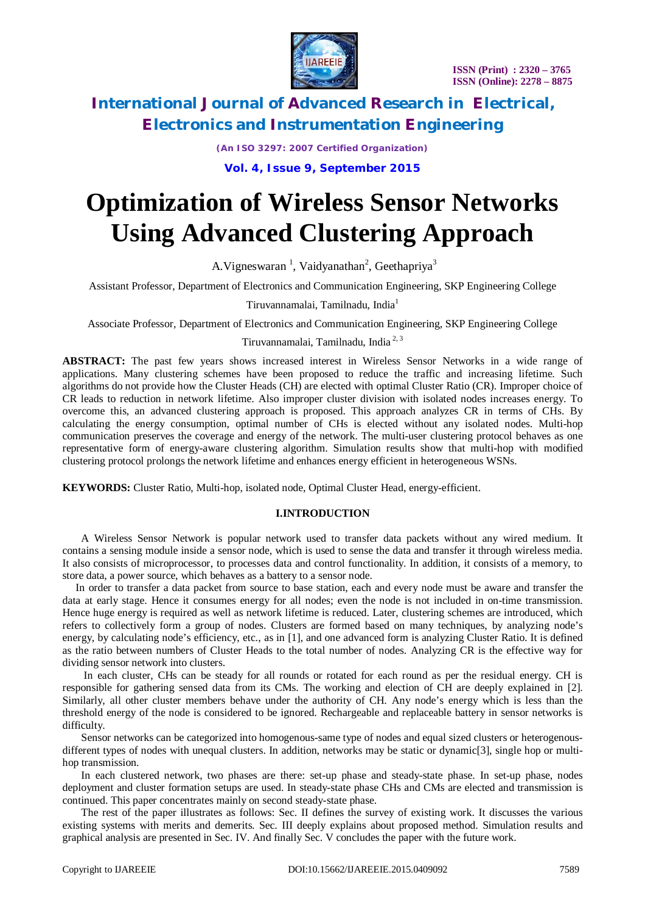# Optimization of Wireless Sensor Networks Using Advanced Clustering Approach

A.Vigneswaran [1], Vaidyanathan[2], Geethapriya[3]

Assistant Professor, Department of Electronics and Communication Engineering, SKP Engineering College Tiruvannamalai, Tamilnadu, India[1]

Associate Professor, Department of Electronics and Communication Engineering, SKP Engineering College Tiruvannamalai, Tamilnadu, India [2, 3]

**ABSTRACT:** The past few years shows increased interest in Wireless Sensor Networks in a wide range of applications. Many clustering schemes have been proposed to reduce the traffic and increasing lifetime. Such algorithms do not provide how the Cluster Heads (CH) are elected with optimal Cluster Ratio (CR). Improper choice of CR leads to reduction in network lifetime. Also improper cluster division with isolated nodes increases energy. To overcome this, an advanced clustering approach is proposed. This approach analyzes CR in terms of CHs. By calculating the energy consumption, optimal number of CHs is elected without any isolated nodes. Multi-hop communication preserves the coverage and energy of the network. The multi-user clustering protocol behaves as one representative form of energy-aware clustering algorithm. Simulation results show that multi-hop with modified clustering protocol prolongs the network lifetime and enhances energy efficient in heterogeneous WSNs.

**KEYWORDS:** Cluster Ratio, Multi-hop, isolated node, Optimal Cluster Head, energy-efficient.

## I.INTRODUCTION

A Wireless Sensor Network is popular network used to transfer data packets without any wired medium. It contains a sensing module inside a sensor node, which is used to sense the data and transfer it through wireless media. It also consists of microprocessor, to processes data and control functionality. In addition, it consists of a memory, to store data, a power source, which behaves as a battery to a sensor node.

In order to transfer a data packet from source to base station, each and every node must be aware and transfer the data at early stage. Hence it consumes energy for all nodes; even the node is not included in on-time transmission. Hence huge energy is required as well as network lifetime is reduced. Later, clustering schemes are introduced, which refers to collectively form a group of nodes. Clusters are formed based on many techniques, by analyzing node's energy, by calculating node's efficiency, etc., as in [1], and one advanced form is analyzing Cluster Ratio. It is defined as the ratio between numbers of Cluster Heads to the total number of nodes. Analyzing CR is the effective way for dividing sensor network into clusters.

In each cluster, CHs can be steady for all rounds or rotated for each round as per the residual energy. CH is responsible for gathering sensed data from its CMs. The working and election of CH are deeply explained in [2]. Similarly, all other cluster members behave under the authority of CH. Any node's energy which is less than the threshold energy of the node is considered to be ignored. Rechargeable and replaceable battery in sensor networks is difficulty.

Sensor networks can be categorized into homogenous-same type of nodes and equal sized clusters or heterogenous-different types of nodes with unequal clusters. In addition, networks may be static or dynamic[3], single hop or multi-hop transmission.

In each clustered network, two phases are there: set-up phase and steady-state phase. In set-up phase, nodes deployment and cluster formation setups are used. In steady-state phase CHs and CMs are elected and transmission is continued. This paper concentrates mainly on second steady-state phase.

The rest of the paper illustrates as follows: Sec. II defines the survey of existing work. It discusses the various existing systems with merits and demerits. Sec. III deeply explains about proposed method. Simulation results and graphical analysis are presented in Sec. IV. And finally Sec. V concludes the paper with the future work.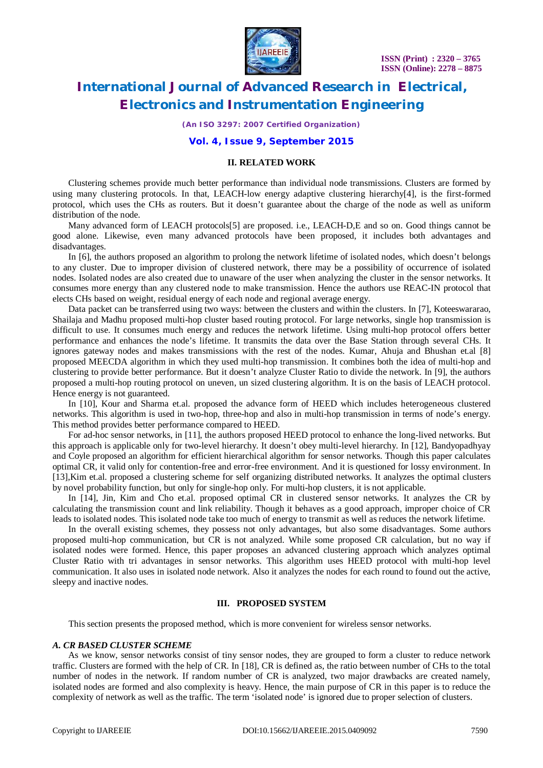## II. RELATED WORK

Clustering schemes provide much better performance than individual node transmissions. Clusters are formed by using many clustering protocols. In that, LEACH-low energy adaptive clustering hierarchy[4], is the first-formed protocol, which uses the CHs as routers. But it doesn't guarantee about the charge of the node as well as uniform distribution of the node.

Many advanced form of LEACH protocols[5] are proposed. i.e., LEACH-D,E and so on. Good things cannot be good alone. Likewise, even many advanced protocols have been proposed, it includes both advantages and disadvantages.

In [6], the authors proposed an algorithm to prolong the network lifetime of isolated nodes, which doesn't belongs to any cluster. Due to improper division of clustered network, there may be a possibility of occurrence of isolated nodes. Isolated nodes are also created due to unaware of the user when analyzing the cluster in the sensor networks. It consumes more energy than any clustered node to make transmission. Hence the authors use REAC-IN protocol that elects CHs based on weight, residual energy of each node and regional average energy.

Data packet can be transferred using two ways: between the clusters and within the clusters. In [7], Koteeswararao, Shailaja and Madhu proposed multi-hop cluster based routing protocol. For large networks, single hop transmission is difficult to use. It consumes much energy and reduces the network lifetime. Using multi-hop protocol offers better performance and enhances the node's lifetime. It transmits the data over the Base Station through several CHs. It ignores gateway nodes and makes transmissions with the rest of the nodes. Kumar, Ahuja and Bhushan et.al [8] proposed MEECDA algorithm in which they used multi-hop transmission. It combines both the idea of multi-hop and clustering to provide better performance. But it doesn't analyze Cluster Ratio to divide the network. In [9], the authors proposed a multi-hop routing protocol on uneven, un sized clustering algorithm. It is on the basis of LEACH protocol. Hence energy is not guaranteed.

In [10], Kour and Sharma et.al. proposed the advance form of HEED which includes heterogeneous clustered networks. This algorithm is used in two-hop, three-hop and also in multi-hop transmission in terms of node's energy. This method provides better performance compared to HEED.

For ad-hoc sensor networks, in [11], the authors proposed HEED protocol to enhance the long-lived networks. But this approach is applicable only for two-level hierarchy. It doesn't obey multi-level hierarchy. In [12], Bandyopadhyay and Coyle proposed an algorithm for efficient hierarchical algorithm for sensor networks. Though this paper calculates optimal CR, it valid only for contention-free and error-free environment. And it is questioned for lossy environment. In [13],Kim et.al. proposed a clustering scheme for self organizing distributed networks. It analyzes the optimal clusters by novel probability function, but only for single-hop only. For multi-hop clusters, it is not applicable.

In [14], Jin, Kim and Cho et.al. proposed optimal CR in clustered sensor networks. It analyzes the CR by calculating the transmission count and link reliability. Though it behaves as a good approach, improper choice of CR leads to isolated nodes. This isolated node take too much of energy to transmit as well as reduces the network lifetime.

In the overall existing schemes, they possess not only advantages, but also some disadvantages. Some authors proposed multi-hop communication, but CR is not analyzed. While some proposed CR calculation, but no way if isolated nodes were formed. Hence, this paper proposes an advanced clustering approach which analyzes optimal Cluster Ratio with tri advantages in sensor networks. This algorithm uses HEED protocol with multi-hop level communication. It also uses in isolated node network. Also it analyzes the nodes for each round to found out the active, sleepy and inactive nodes.

## III. PROPOSED SYSTEM

This section presents the proposed method, which is more convenient for wireless sensor networks.

### *A. CR BASED CLUSTER SCHEME*

As we know, sensor networks consist of tiny sensor nodes, they are grouped to form a cluster to reduce network traffic. Clusters are formed with the help of CR. In [18], CR is defined as, the ratio between number of CHs to the total number of nodes in the network. If random number of CR is analyzed, two major drawbacks are created namely, isolated nodes are formed and also complexity is heavy. Hence, the main purpose of CR in this paper is to reduce the complexity of network as well as the traffic. The term 'isolated node' is ignored due to proper selection of clusters.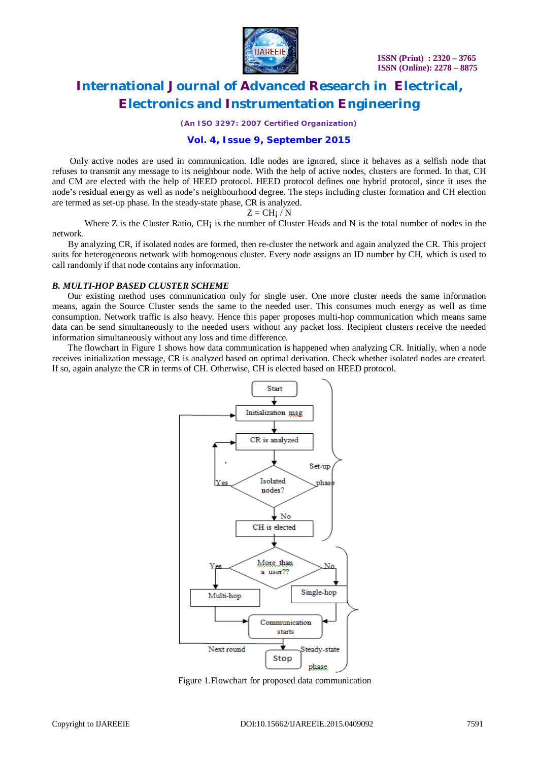Only active nodes are used in communication. Idle nodes are ignored, since it behaves as a selfish node that refuses to transmit any message to its neighbour node. With the help of active nodes, clusters are formed. In that, CH and CM are elected with the help of HEED protocol. HEED protocol defines one hybrid protocol, since it uses the node's residual energy as well as node's neighbourhood degree. The steps including cluster formation and CH election are termed as set-up phase. In the steady-state phase, CR is analyzed.

$$Z = CH_i / N$$

Where Z is the Cluster Ratio, $CH_i$ is the number of Cluster Heads and N is the total number of nodes in the network.

By analyzing CR, if isolated nodes are formed, then re-cluster the network and again analyzed the CR. This project suits for heterogeneous network with homogenous cluster. Every node assigns an ID number by CH, which is used to call randomly if that node contains any information.

### *B. MULTI-HOP BASED CLUSTER SCHEME*

Our existing method uses communication only for single user. One more cluster needs the same information means, again the Source Cluster sends the same to the needed user. This consumes much energy as well as time consumption. Network traffic is also heavy. Hence this paper proposes multi-hop communication which means same data can be send simultaneously to the needed users without any packet loss. Recipient clusters receive the needed information simultaneously without any loss and time difference.

The flowchart in Figure 1 shows how data communication is happened when analyzing CR. Initially, when a node receives initialization message, CR is analyzed based on optimal derivation. Check whether isolated nodes are created. If so, again analyze the CR in terms of CH. Otherwise, CH is elected based on HEED protocol.

Figure 1.Flowchart for proposed data communication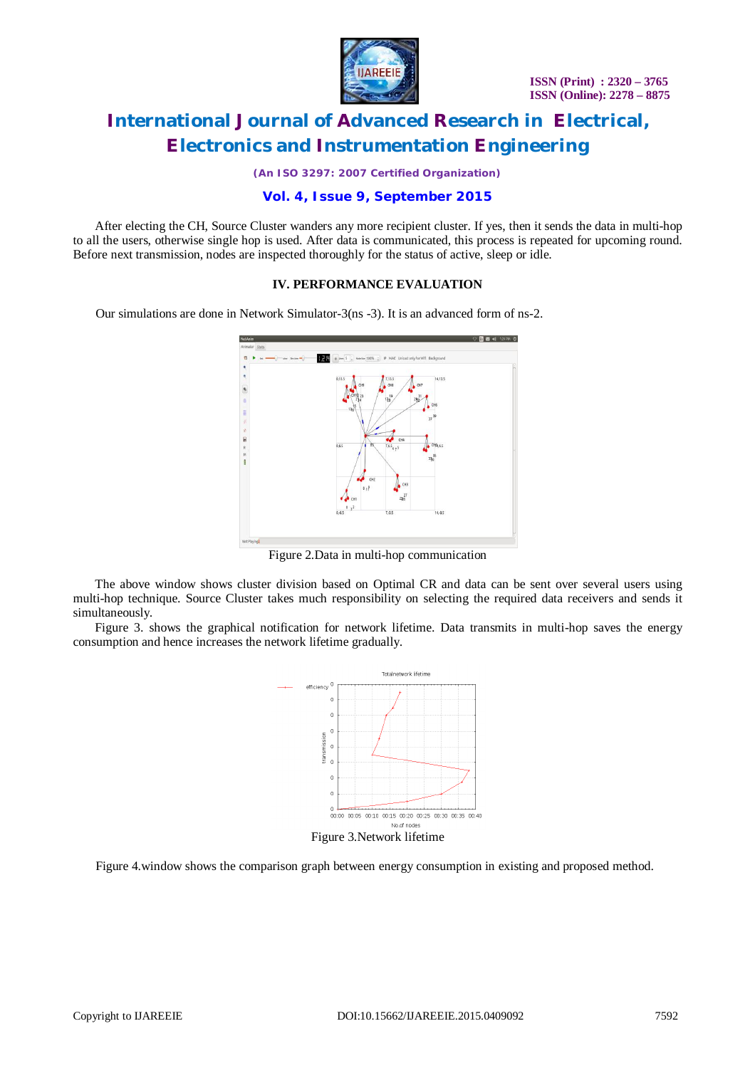After electing the CH, Source Cluster wanders any more recipient cluster. If yes, then it sends the data in multi-hop to all the users, otherwise single hop is used. After data is communicated, this process is repeated for upcoming round. Before next transmission, nodes are inspected thoroughly for the status of active, sleep or idle.

## IV. PERFORMANCE EVALUATION

Our simulations are done in Network Simulator-3(ns -3). It is an advanced form of ns-2.

Figure 2.Data in multi-hop communication

The above window shows cluster division based on Optimal CR and data can be sent over several users using multi-hop technique. Source Cluster takes much responsibility on selecting the required data receivers and sends it simultaneously.

Figure 3. shows the graphical notification for network lifetime. Data transmits in multi-hop saves the energy consumption and hence increases the network lifetime gradually.

Figure 3.Network lifetime

Figure 4.window shows the comparison graph between energy consumption in existing and proposed method.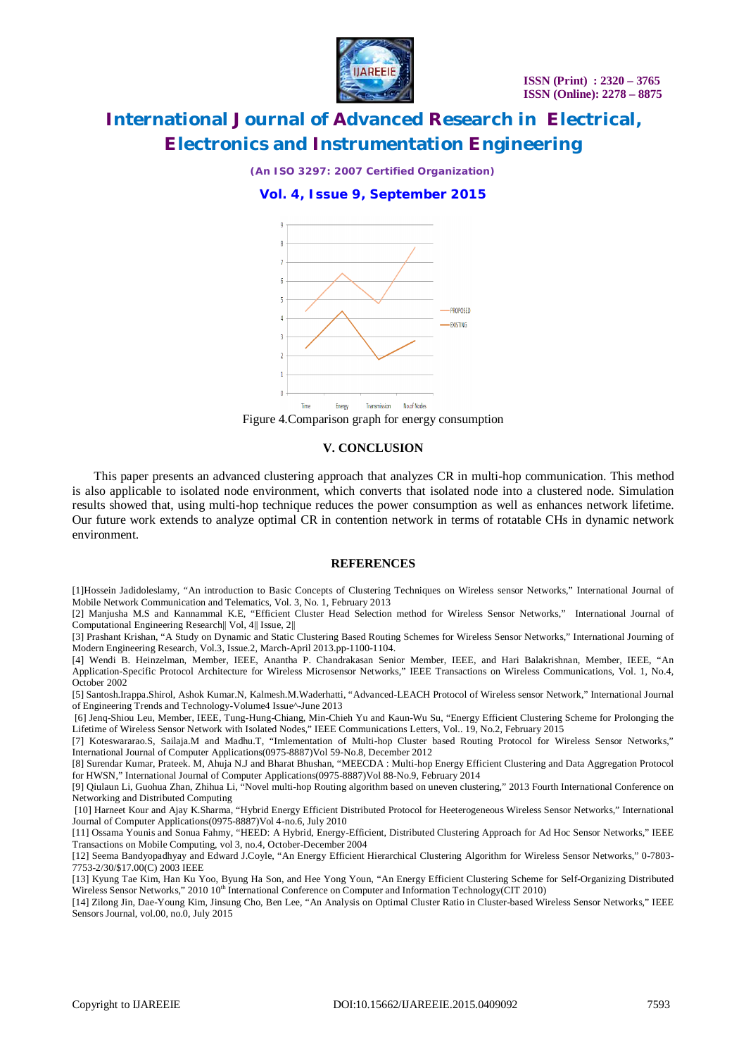9
8
7
6
5
4
3
2
1
0

Time Energy Transmission No.of Nodes

PROPOSED
EXISTING

Figure 4.Comparison graph for energy consumption

## V. CONCLUSION

This paper presents an advanced clustering approach that analyzes CR in multi-hop communication. This method is also applicable to isolated node environment, which converts that isolated node into a clustered node. Simulation results showed that, using multi-hop technique reduces the power consumption as well as enhances network lifetime. Our future work extends to analyze optimal CR in contention network in terms of rotatable CHs in dynamic network environment.

## REFERENCES

[1]Hossein Jadidoleslamy, "An introduction to Basic Concepts of Clustering Techniques on Wireless sensor Networks," International Journal of Mobile Network Communication and Telematics, Vol. 3, No. 1, February 2013

[2] Manjusha M.S and Kannammal K.E, "Efficient Cluster Head Selection method for Wireless Sensor Networks," International Journal of Computational Engineering Research|| Vol, 4|| Issue, 2||

[3] Prashant Krishan, "A Study on Dynamic and Static Clustering Based Routing Schemes for Wireless Sensor Networks," International Journing of Modern Engineering Research, Vol.3, Issue.2, March-April 2013.pp-1100-1104.

[4] Wendi B. Heinzelman, Member, IEEE, Anantha P. Chandrakasan Senior Member, IEEE, and Hari Balakrishnan, Member, IEEE, "An Application-Specific Protocol Architecture for Wireless Microsensor Networks," IEEE Transactions on Wireless Communications, Vol. 1, No.4, October 2002

[5] Santosh.Irappa.Shirol, Ashok Kumar.N, Kalmesh.M.Waderhatti, "Advanced-LEACH Protocol of Wireless sensor Network," International Journal of Engineering Trends and Technology-Volume4 Issue^-June 2013

[6] Jenq-Shiou Leu, Member, IEEE, Tung-Hung-Chiang, Min-Chieh Yu and Kaun-Wu Su, "Energy Efficient Clustering Scheme for Prolonging the Lifetime of Wireless Sensor Network with Isolated Nodes," IEEE Communications Letters, Vol.. 19, No.2, February 2015

[7] Koteswararao.S, Sailaja.M and Madhu.T, "Imlementation of Multi-hop Cluster based Routing Protocol for Wireless Sensor Networks," International Journal of Computer Applications(0975-8887)Vol 59-No.8, December 2012

[8] Surendar Kumar, Prateek. M, Ahuja N.J and Bharat Bhushan, "MEECDA : Multi-hop Energy Efficient Clustering and Data Aggregation Protocol for HWSN," International Journal of Computer Applications(0975-8887)Vol 88-No.9, February 2014

[9] Qiulaun Li, Guohua Zhan, Zhihua Li, "Novel multi-hop Routing algorithm based on uneven clustering," 2013 Fourth International Conference on Networking and Distributed Computing

[10] Harneet Kour and Ajay K.Sharma, "Hybrid Energy Efficient Distributed Protocol for Heeterogeneous Wireless Sensor Networks," International Journal of Computer Applications(0975-8887)Vol 4-no.6, July 2010

[11] Ossama Younis and Sonua Fahmy, "HEED: A Hybrid, Energy-Efficient, Distributed Clustering Approach for Ad Hoc Sensor Networks," IEEE Transactions on Mobile Computing, vol 3, no.4, October-December 2004

[12] Seema Bandyopadhyay and Edward J.Coyle, "An Energy Efficient Hierarchical Clustering Algorithm for Wireless Sensor Networks," 0-7803-7753-2/30/$17.00(C) 2003 IEEE

[13] Kyung Tae Kim, Han Ku Yoo, Byung Ha Son, and Hee Yong Youn, "An Energy Efficient Clustering Scheme for Self-Organizing Distributed Wireless Sensor Networks," 2010 10th International Conference on Computer and Information Technology(CIT 2010)

[14] Zilong Jin, Dae-Young Kim, Jinsung Cho, Ben Lee, "An Analysis on Optimal Cluster Ratio in Cluster-based Wireless Sensor Networks," IEEE Sensors Journal, vol.00, no.0, July 2015